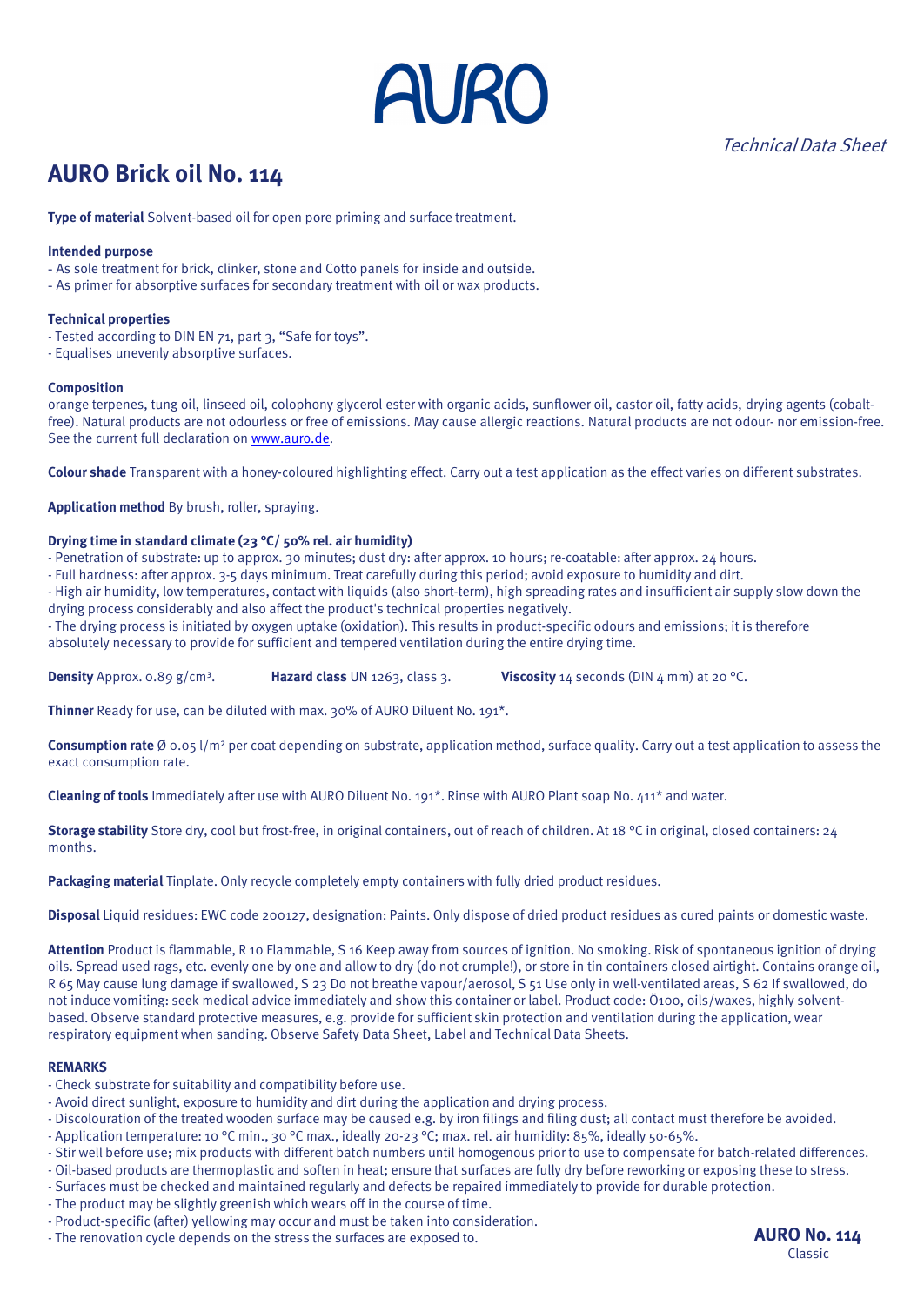AURO

*Technical Data Sheet*

# AURO Brick oil No. 114

**Type of material** Solvent-based oil for open pore priming and surface treatment.

**Intended purpose**
- As sole treatment for brick, clinker, stone and Cotto panels for inside and outside.
- As primer for absorptive surfaces for secondary treatment with oil or wax products.

**Technical properties**
- Tested according to DIN EN 71, part 3, "Safe for toys".
- Equalises unevenly absorptive surfaces.

**Composition**
orange terpenes, tung oil, linseed oil, colophony glycerol ester with organic acids, sunflower oil, castor oil, fatty acids, drying agents (cobalt-free). Natural products are not odourless or free of emissions. May cause allergic reactions. Natural products are not odour- nor emission-free. See the current full declaration on www.auro.de.

**Colour shade** Transparent with a honey-coloured highlighting effect. Carry out a test application as the effect varies on different substrates.

**Application method** By brush, roller, spraying.

**Drying time in standard climate (23 °C/ 50% rel. air humidity)**
- Penetration of substrate: up to approx. 30 minutes; dust dry: after approx. 10 hours; re-coatable: after approx. 24 hours.
- Full hardness: after approx. 3-5 days minimum. Treat carefully during this period; avoid exposure to humidity and dirt.
- High air humidity, low temperatures, contact with liquids (also short-term), high spreading rates and insufficient air supply slow down the drying process considerably and also affect the product's technical properties negatively.
- The drying process is initiated by oxygen uptake (oxidation). This results in product-specific odours and emissions; it is therefore absolutely necessary to provide for sufficient and tempered ventilation during the entire drying time.

**Density** Approx. 0.89 g/cm³. **Hazard class** UN 1263, class 3. **Viscosity** 14 seconds (DIN 4 mm) at 20 °C.

**Thinner** Ready for use, can be diluted with max. 30% of AURO Diluent No. 191*.

**Consumption rate** Ø 0.05 l/m² per coat depending on substrate, application method, surface quality. Carry out a test application to assess the exact consumption rate.

**Cleaning of tools** Immediately after use with AURO Diluent No. 191*. Rinse with AURO Plant soap No. 411* and water.

**Storage stability** Store dry, cool but frost-free, in original containers, out of reach of children. At 18 °C in original, closed containers: 24 months.

**Packaging material** Tinplate. Only recycle completely empty containers with fully dried product residues.

**Disposal** Liquid residues: EWC code 200127, designation: Paints. Only dispose of dried product residues as cured paints or domestic waste.

**Attention** Product is flammable, R 10 Flammable, S 16 Keep away from sources of ignition. No smoking. Risk of spontaneous ignition of drying oils. Spread used rags, etc. evenly one by one and allow to dry (do not crumple!), or store in tin containers closed airtight. Contains orange oil, R 65 May cause lung damage if swallowed, S 23 Do not breathe vapour/aerosol, S 51 Use only in well-ventilated areas, S 62 If swallowed, do not induce vomiting: seek medical advice immediately and show this container or label. Product code: Ö100, oils/waxes, highly solvent-based. Observe standard protective measures, e.g. provide for sufficient skin protection and ventilation during the application, wear respiratory equipment when sanding. Observe Safety Data Sheet, Label and Technical Data Sheets.

**REMARKS**
- Check substrate for suitability and compatibility before use.
- Avoid direct sunlight, exposure to humidity and dirt during the application and drying process.
- Discolouration of the treated wooden surface may be caused e.g. by iron filings and filing dust; all contact must therefore be avoided.
- Application temperature: 10 °C min., 30 °C max., ideally 20-23 °C; max. rel. air humidity: 85%, ideally 50-65%.
- Stir well before use; mix products with different batch numbers until homogenous prior to use to compensate for batch-related differences.
- Oil-based products are thermoplastic and soften in heat; ensure that surfaces are fully dry before reworking or exposing these to stress.
- Surfaces must be checked and maintained regularly and defects be repaired immediately to provide for durable protection.
- The product may be slightly greenish which wears off in the course of time.
- Product-specific (after) yellowing may occur and must be taken into consideration.
- The renovation cycle depends on the stress the surfaces are exposed to.

**AURO No. 114**
Classic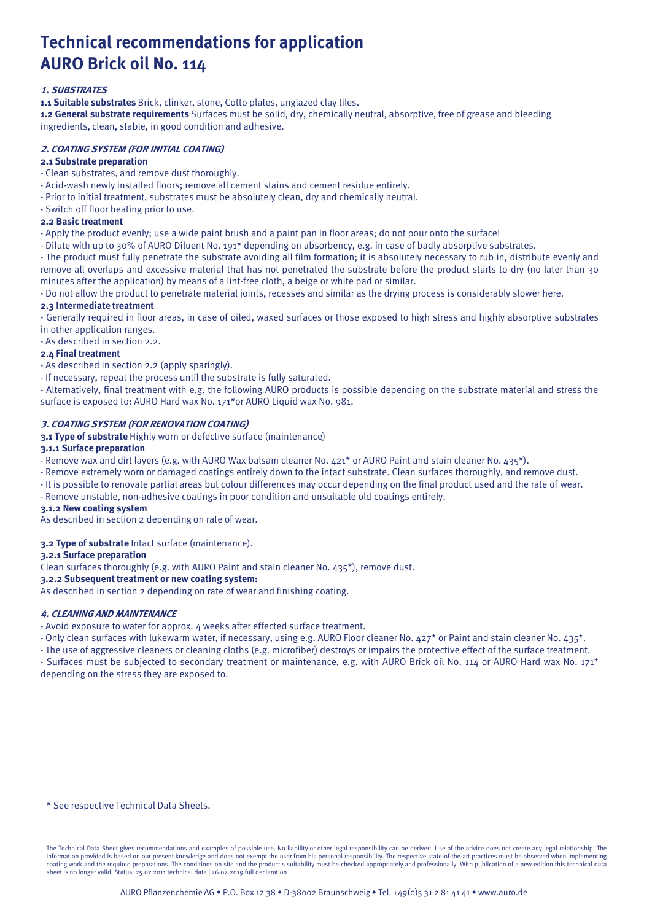# Technical recommendations for application
# AURO Brick oil No. 114

### *1. SUBSTRATES*

**1.1 Suitable substrates** Brick, clinker, stone, Cotto plates, unglazed clay tiles.

**1.2 General substrate requirements** Surfaces must be solid, dry, chemically neutral, absorptive, free of grease and bleeding ingredients, clean, stable, in good condition and adhesive.

### *2. COATING SYSTEM (FOR INITIAL COATING)*

**2.1 Substrate preparation**

- Clean substrates, and remove dust thoroughly.
- Acid-wash newly installed floors; remove all cement stains and cement residue entirely.
- Prior to initial treatment, substrates must be absolutely clean, dry and chemically neutral.
- Switch off floor heating prior to use.

**2.2 Basic treatment**

- Apply the product evenly; use a wide paint brush and a paint pan in floor areas; do not pour onto the surface!
- Dilute with up to 30% of AURO Diluent No. 191* depending on absorbency, e.g. in case of badly absorptive substrates.
- The product must fully penetrate the substrate avoiding all film formation; it is absolutely necessary to rub in, distribute evenly and remove all overlaps and excessive material that has not penetrated the substrate before the product starts to dry (no later than 30 minutes after the application) by means of a lint-free cloth, a beige or white pad or similar.
- Do not allow the product to penetrate material joints, recesses and similar as the drying process is considerably slower here.

**2.3 Intermediate treatment**

- Generally required in floor areas, in case of oiled, waxed surfaces or those exposed to high stress and highly absorptive substrates in other application ranges.
- As described in section 2.2.

**2.4 Final treatment**

- As described in section 2.2 (apply sparingly).
- If necessary, repeat the process until the substrate is fully saturated.
- Alternatively, final treatment with e.g. the following AURO products is possible depending on the substrate material and stress the surface is exposed to: AURO Hard wax No. 171*or AURO Liquid wax No. 981.

### *3. COATING SYSTEM (FOR RENOVATION COATING)*

**3.1 Type of substrate** Highly worn or defective surface (maintenance)

**3.1.1 Surface preparation**

- Remove wax and dirt layers (e.g. with AURO Wax balsam cleaner No. 421* or AURO Paint and stain cleaner No. 435*).
- Remove extremely worn or damaged coatings entirely down to the intact substrate. Clean surfaces thoroughly, and remove dust.
- It is possible to renovate partial areas but colour differences may occur depending on the final product used and the rate of wear.
- Remove unstable, non-adhesive coatings in poor condition and unsuitable old coatings entirely.

**3.1.2 New coating system**

As described in section 2 depending on rate of wear.

**3.2 Type of substrate** Intact surface (maintenance).

**3.2.1 Surface preparation**

Clean surfaces thoroughly (e.g. with AURO Paint and stain cleaner No. 435*), remove dust.

**3.2.2 Subsequent treatment or new coating system:**

As described in section 2 depending on rate of wear and finishing coating.

### *4. CLEANING AND MAINTENANCE*

- Avoid exposure to water for approx. 4 weeks after effected surface treatment.
- Only clean surfaces with lukewarm water, if necessary, using e.g. AURO Floor cleaner No. 427* or Paint and stain cleaner No. 435*.
- The use of aggressive cleaners or cleaning cloths (e.g. microfiber) destroys or impairs the protective effect of the surface treatment.
- Surfaces must be subjected to secondary treatment or maintenance, e.g. with AURO Brick oil No. 114 or AURO Hard wax No. 171* depending on the stress they are exposed to.

\* See respective Technical Data Sheets.

The Technical Data Sheet gives recommendations and examples of possible use. No liability or other legal responsibility can be derived. Use of the advice does not create any legal relationship. The information provided is based on our present knowledge and does not exempt the user from his personal responsibility. The respective state-of-the-art practices must be observed when implementing coating work and the required preparations. The conditions on site and the product's suitability must be checked appropriately and professionally. With publication of a new edition this technical data sheet is no longer valid. Status: 25.07.2011 technical data | 26.02.2019 full declaration

AURO Pflanzenchemie AG • P.O. Box 12 38 • D-38002 Braunschweig • Tel. +49(0)5 31 2 81 41 41 • www.auro.de